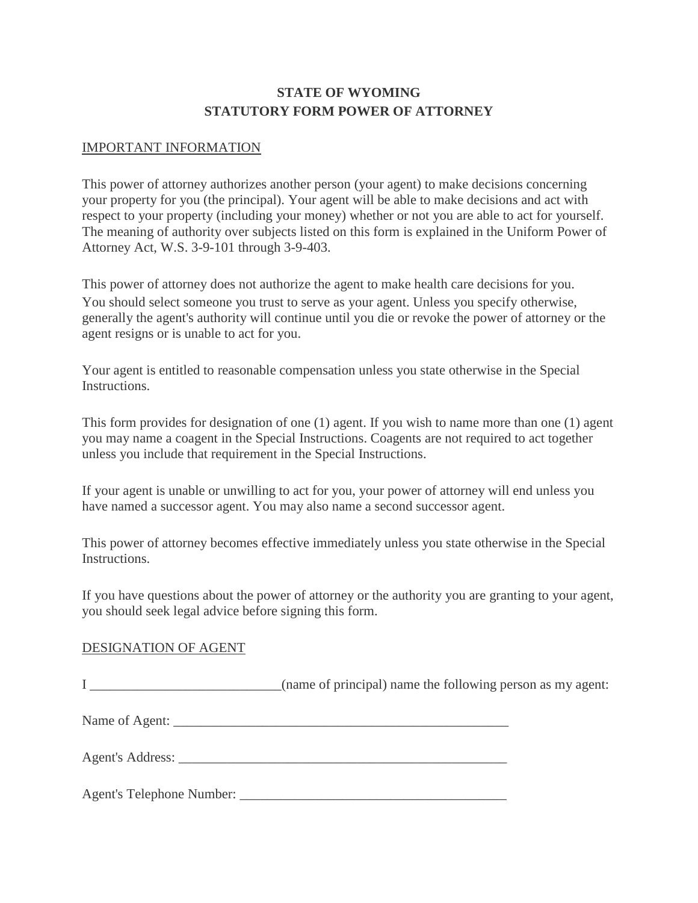# STATE OF WYOMING
# STATUTORY FORM POWER OF ATTORNEY

IMPORTANT INFORMATION

This power of attorney authorizes another person (your agent) to make decisions concerning your property for you (the principal). Your agent will be able to make decisions and act with respect to your property (including your money) whether or not you are able to act for yourself. The meaning of authority over subjects listed on this form is explained in the Uniform Power of Attorney Act, W.S. 3-9-101 through 3-9-403.

This power of attorney does not authorize the agent to make health care decisions for you. You should select someone you trust to serve as your agent. Unless you specify otherwise, generally the agent's authority will continue until you die or revoke the power of attorney or the agent resigns or is unable to act for you.

Your agent is entitled to reasonable compensation unless you state otherwise in the Special Instructions.

This form provides for designation of one (1) agent. If you wish to name more than one (1) agent you may name a coagent in the Special Instructions. Coagents are not required to act together unless you include that requirement in the Special Instructions.

If your agent is unable or unwilling to act for you, your power of attorney will end unless you have named a successor agent. You may also name a second successor agent.

This power of attorney becomes effective immediately unless you state otherwise in the Special Instructions.

If you have questions about the power of attorney or the authority you are granting to your agent, you should seek legal advice before signing this form.

DESIGNATION OF AGENT

I ____________________________(name of principal) name the following person as my agent:

Name of Agent: ___________________________________________________

Agent's Address: __________________________________________________

Agent's Telephone Number: _______________________________________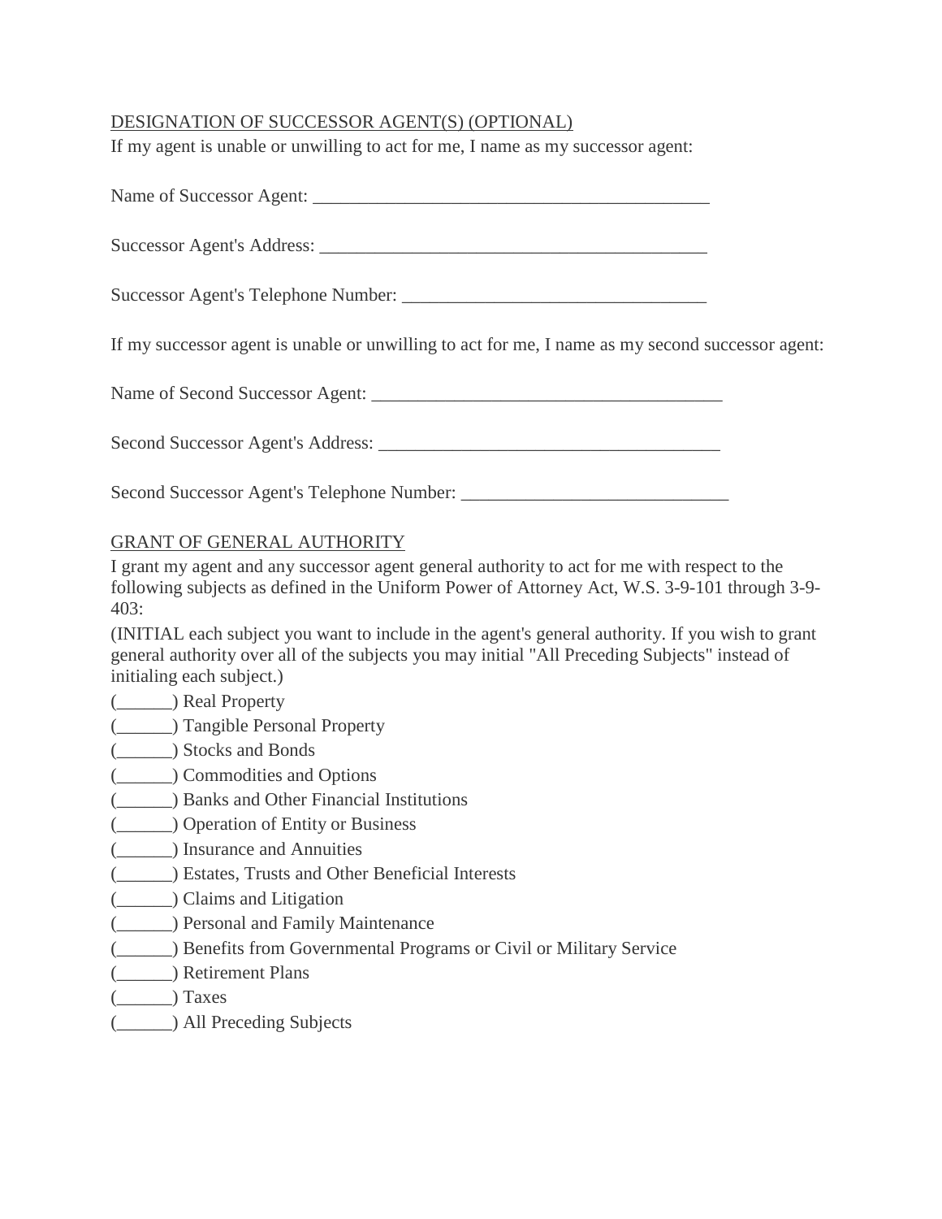DESIGNATION OF SUCCESSOR AGENT(S) (OPTIONAL)

If my agent is unable or unwilling to act for me, I name as my successor agent:

Name of Successor Agent: ____________________________________________

Successor Agent's Address: ___________________________________________

Successor Agent's Telephone Number: ________________________________

If my successor agent is unable or unwilling to act for me, I name as my second successor agent:

Name of Second Successor Agent: ______________________________________

Second Successor Agent's Address: _____________________________________

Second Successor Agent's Telephone Number: _____________________________

GRANT OF GENERAL AUTHORITY

I grant my agent and any successor agent general authority to act for me with respect to the following subjects as defined in the Uniform Power of Attorney Act, W.S. 3-9-101 through 3-9-403:

(INITIAL each subject you want to include in the agent's general authority. If you wish to grant general authority over all of the subjects you may initial "All Preceding Subjects" instead of initialing each subject.)

(______) Real Property  
(______) Tangible Personal Property  
(______) Stocks and Bonds  
(______) Commodities and Options  
(______) Banks and Other Financial Institutions  
(______) Operation of Entity or Business  
(______) Insurance and Annuities  
(______) Estates, Trusts and Other Beneficial Interests  
(______) Claims and Litigation  
(______) Personal and Family Maintenance  
(______) Benefits from Governmental Programs or Civil or Military Service  
(______) Retirement Plans  
(______) Taxes  
(______) All Preceding Subjects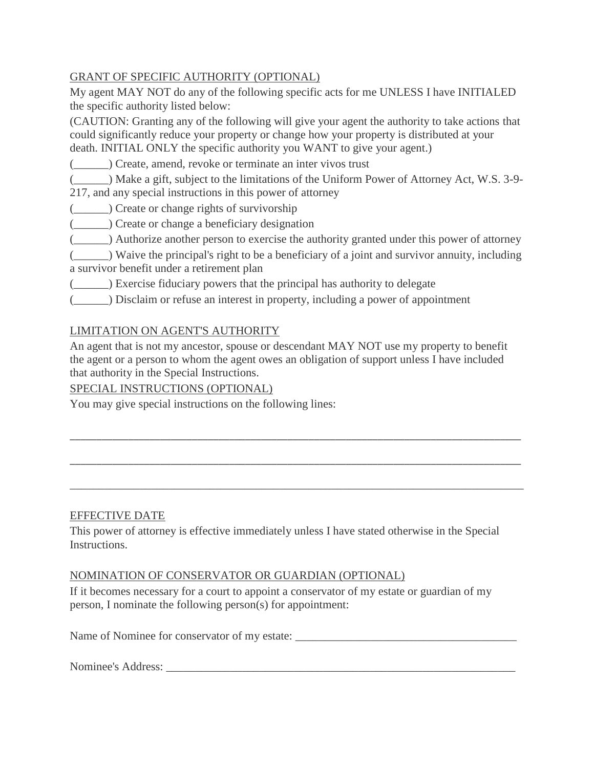GRANT OF SPECIFIC AUTHORITY (OPTIONAL)

My agent MAY NOT do any of the following specific acts for me UNLESS I have INITIALED the specific authority listed below:

(CAUTION: Granting any of the following will give your agent the authority to take actions that could significantly reduce your property or change how your property is distributed at your death. INITIAL ONLY the specific authority you WANT to give your agent.)

(______) Create, amend, revoke or terminate an inter vivos trust

(______) Make a gift, subject to the limitations of the Uniform Power of Attorney Act, W.S. 3-9-217, and any special instructions in this power of attorney

(______) Create or change rights of survivorship

(______) Create or change a beneficiary designation

(______) Authorize another person to exercise the authority granted under this power of attorney

(______) Waive the principal's right to be a beneficiary of a joint and survivor annuity, including a survivor benefit under a retirement plan

(______) Exercise fiduciary powers that the principal has authority to delegate

(______) Disclaim or refuse an interest in property, including a power of appointment

LIMITATION ON AGENT'S AUTHORITY

An agent that is not my ancestor, spouse or descendant MAY NOT use my property to benefit the agent or a person to whom the agent owes an obligation of support unless I have included that authority in the Special Instructions.

SPECIAL INSTRUCTIONS (OPTIONAL)

You may give special instructions on the following lines:

_______________________________________________________________________________

_______________________________________________________________________________

_______________________________________________________________________________

EFFECTIVE DATE

This power of attorney is effective immediately unless I have stated otherwise in the Special Instructions.

NOMINATION OF CONSERVATOR OR GUARDIAN (OPTIONAL)

If it becomes necessary for a court to appoint a conservator of my estate or guardian of my person, I nominate the following person(s) for appointment:

Name of Nominee for conservator of my estate: ______________________________________

Nominee's Address: ______________________________________________________________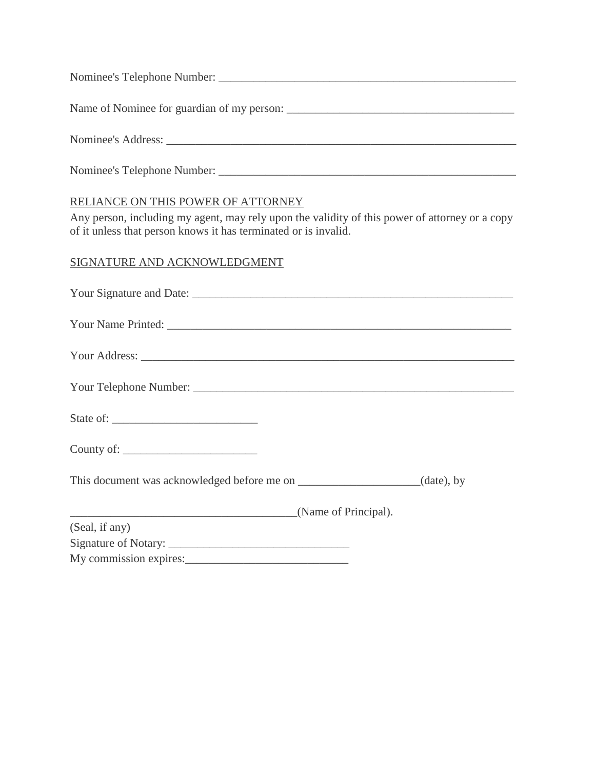Nominee's Telephone Number: _____________________________________________________

Name of Nominee for guardian of my person: ________________________________________

Nominee's Address: ______________________________________________________________

Nominee's Telephone Number: _____________________________________________________

RELIANCE ON THIS POWER OF ATTORNEY

Any person, including my agent, may rely upon the validity of this power of attorney or a copy of it unless that person knows it has terminated or is invalid.

SIGNATURE AND ACKNOWLEDGMENT

Your Signature and Date: ________________________________________________________

Your Name Printed: _____________________________________________________________

Your Address: _________________________________________________________________

Your Telephone Number: _________________________________________________________

State of: _________________________

County of: _______________________

This document was acknowledged before me on ____________________(date), by

_______________________________________(Name of Principal).

(Seal, if any)

Signature of Notary: _______________________________

My commission expires:____________________________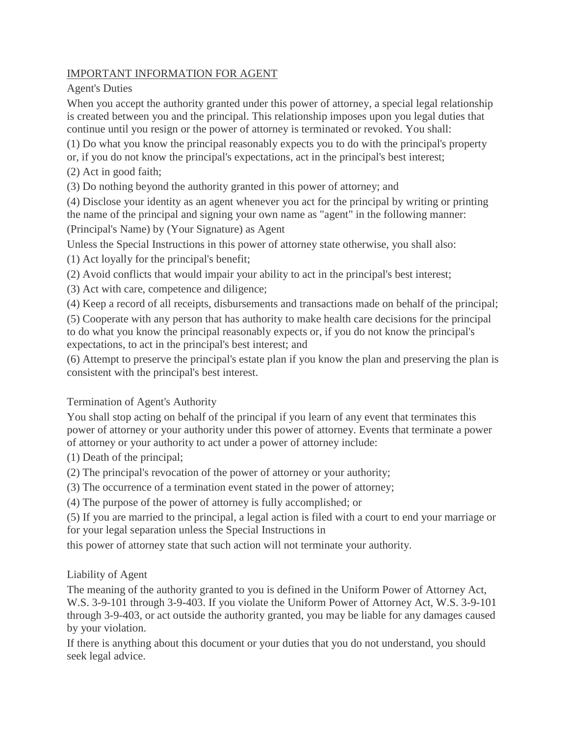<u>IMPORTANT INFORMATION FOR AGENT</u>

Agent's Duties

When you accept the authority granted under this power of attorney, a special legal relationship is created between you and the principal. This relationship imposes upon you legal duties that continue until you resign or the power of attorney is terminated or revoked. You shall:

(1) Do what you know the principal reasonably expects you to do with the principal's property or, if you do not know the principal's expectations, act in the principal's best interest;

(2) Act in good faith;

(3) Do nothing beyond the authority granted in this power of attorney; and

(4) Disclose your identity as an agent whenever you act for the principal by writing or printing the name of the principal and signing your own name as "agent" in the following manner: (Principal's Name) by (Your Signature) as Agent

Unless the Special Instructions in this power of attorney state otherwise, you shall also:

(1) Act loyally for the principal's benefit;

(2) Avoid conflicts that would impair your ability to act in the principal's best interest;

(3) Act with care, competence and diligence;

(4) Keep a record of all receipts, disbursements and transactions made on behalf of the principal;

(5) Cooperate with any person that has authority to make health care decisions for the principal to do what you know the principal reasonably expects or, if you do not know the principal's expectations, to act in the principal's best interest; and

(6) Attempt to preserve the principal's estate plan if you know the plan and preserving the plan is consistent with the principal's best interest.

Termination of Agent's Authority

You shall stop acting on behalf of the principal if you learn of any event that terminates this power of attorney or your authority under this power of attorney. Events that terminate a power of attorney or your authority to act under a power of attorney include:

(1) Death of the principal;

(2) The principal's revocation of the power of attorney or your authority;

(3) The occurrence of a termination event stated in the power of attorney;

(4) The purpose of the power of attorney is fully accomplished; or

(5) If you are married to the principal, a legal action is filed with a court to end your marriage or for your legal separation unless the Special Instructions in

this power of attorney state that such action will not terminate your authority.

Liability of Agent

The meaning of the authority granted to you is defined in the Uniform Power of Attorney Act, W.S. 3-9-101 through 3-9-403. If you violate the Uniform Power of Attorney Act, W.S. 3-9-101 through 3-9-403, or act outside the authority granted, you may be liable for any damages caused by your violation.

If there is anything about this document or your duties that you do not understand, you should seek legal advice.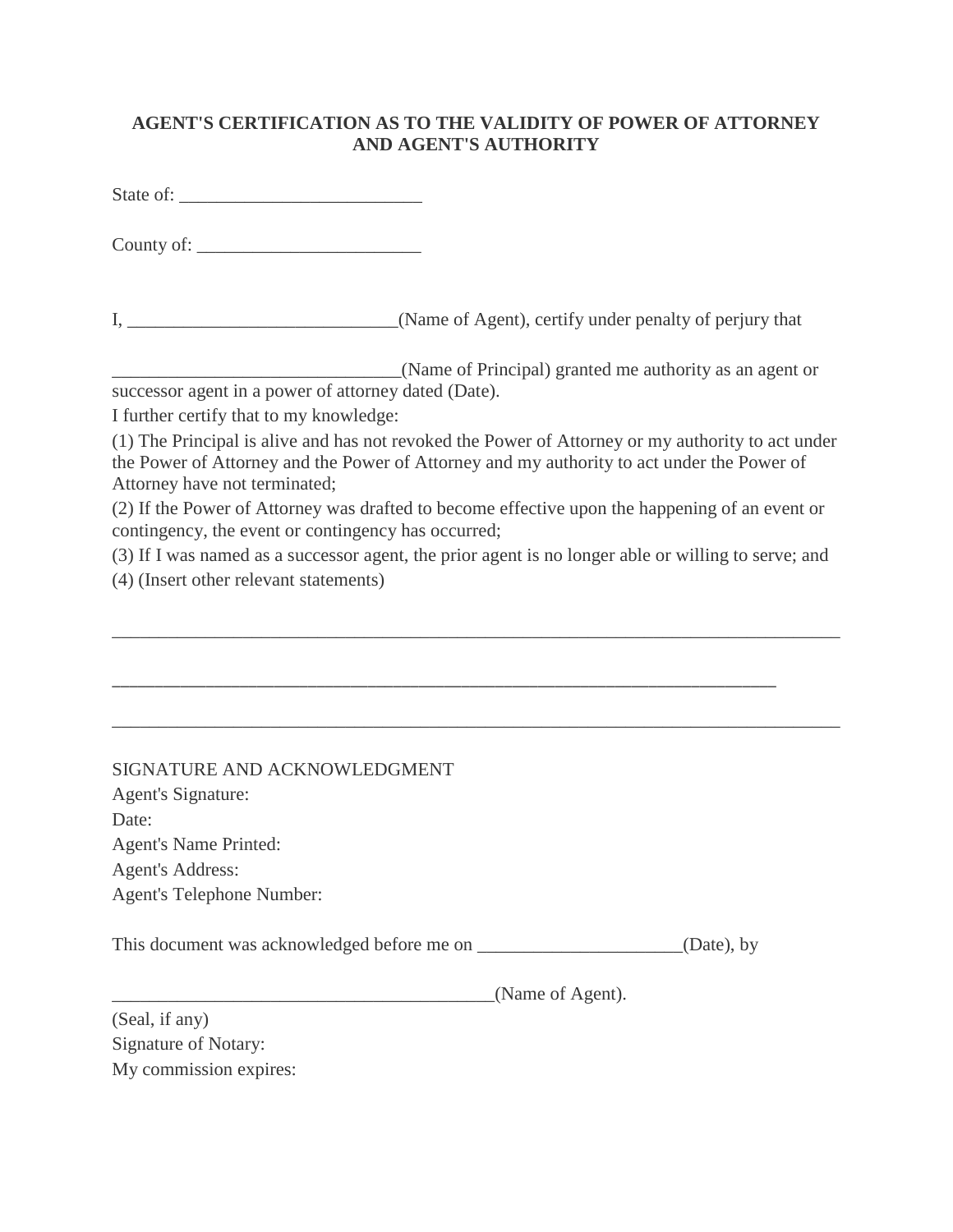## AGENT'S CERTIFICATION AS TO THE VALIDITY OF POWER OF ATTORNEY AND AGENT'S AUTHORITY

State of: __________________________

County of: ________________________

I, ____________________________(Name of Agent), certify under penalty of perjury that

______________________________(Name of Principal) granted me authority as an agent or successor agent in a power of attorney dated (Date).

I further certify that to my knowledge:

(1) The Principal is alive and has not revoked the Power of Attorney or my authority to act under the Power of Attorney and the Power of Attorney and my authority to act under the Power of Attorney have not terminated;

(2) If the Power of Attorney was drafted to become effective upon the happening of an event or contingency, the event or contingency has occurred;

(3) If I was named as a successor agent, the prior agent is no longer able or willing to serve; and

(4) (Insert other relevant statements)

______________________________________________________________________________

________________________________________________________________________

______________________________________________________________________________

SIGNATURE AND ACKNOWLEDGMENT

Agent's Signature:

Date:

Agent's Name Printed:

Agent's Address:

Agent's Telephone Number:

This document was acknowledged before me on ______________________(Date), by

_________________________________________(Name of Agent).

(Seal, if any)

Signature of Notary:

My commission expires: